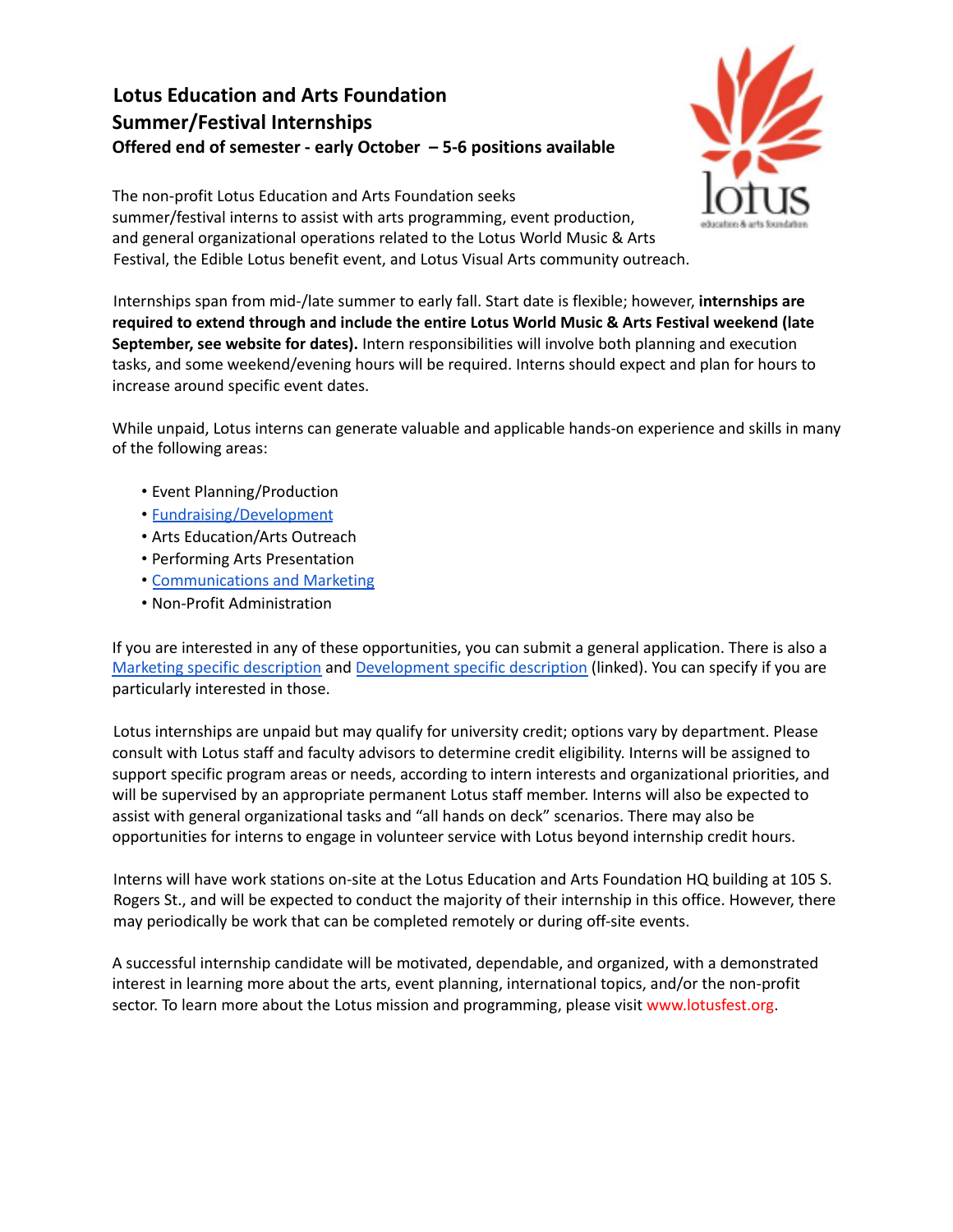## Lotus Education and Arts Foundation
## Summer/Festival Internships
**Offered end of semester - early October – 5-6 positions available**

The non-profit Lotus Education and Arts Foundation seeks summer/festival interns to assist with arts programming, event production, and general organizational operations related to the Lotus World Music & Arts Festival, the Edible Lotus benefit event, and Lotus Visual Arts community outreach.

Internships span from mid-/late summer to early fall. Start date is flexible; however, **internships are required to extend through and include the entire Lotus World Music & Arts Festival weekend (late September, see website for dates).** Intern responsibilities will involve both planning and execution tasks, and some weekend/evening hours will be required. Interns should expect and plan for hours to increase around specific event dates.

While unpaid, Lotus interns can generate valuable and applicable hands-on experience and skills in many of the following areas:

- Event Planning/Production
- Fundraising/Development
- Arts Education/Arts Outreach
- Performing Arts Presentation
- Communications and Marketing
- Non-Profit Administration

If you are interested in any of these opportunities, you can submit a general application. There is also a Marketing specific description and Development specific description (linked). You can specify if you are particularly interested in those.

Lotus internships are unpaid but may qualify for university credit; options vary by department. Please consult with Lotus staff and faculty advisors to determine credit eligibility. Interns will be assigned to support specific program areas or needs, according to intern interests and organizational priorities, and will be supervised by an appropriate permanent Lotus staff member. Interns will also be expected to assist with general organizational tasks and "all hands on deck" scenarios. There may also be opportunities for interns to engage in volunteer service with Lotus beyond internship credit hours.

Interns will have work stations on-site at the Lotus Education and Arts Foundation HQ building at 105 S. Rogers St., and will be expected to conduct the majority of their internship in this office. However, there may periodically be work that can be completed remotely or during off-site events.

A successful internship candidate will be motivated, dependable, and organized, with a demonstrated interest in learning more about the arts, event planning, international topics, and/or the non-profit sector. To learn more about the Lotus mission and programming, please visit www.lotusfest.org.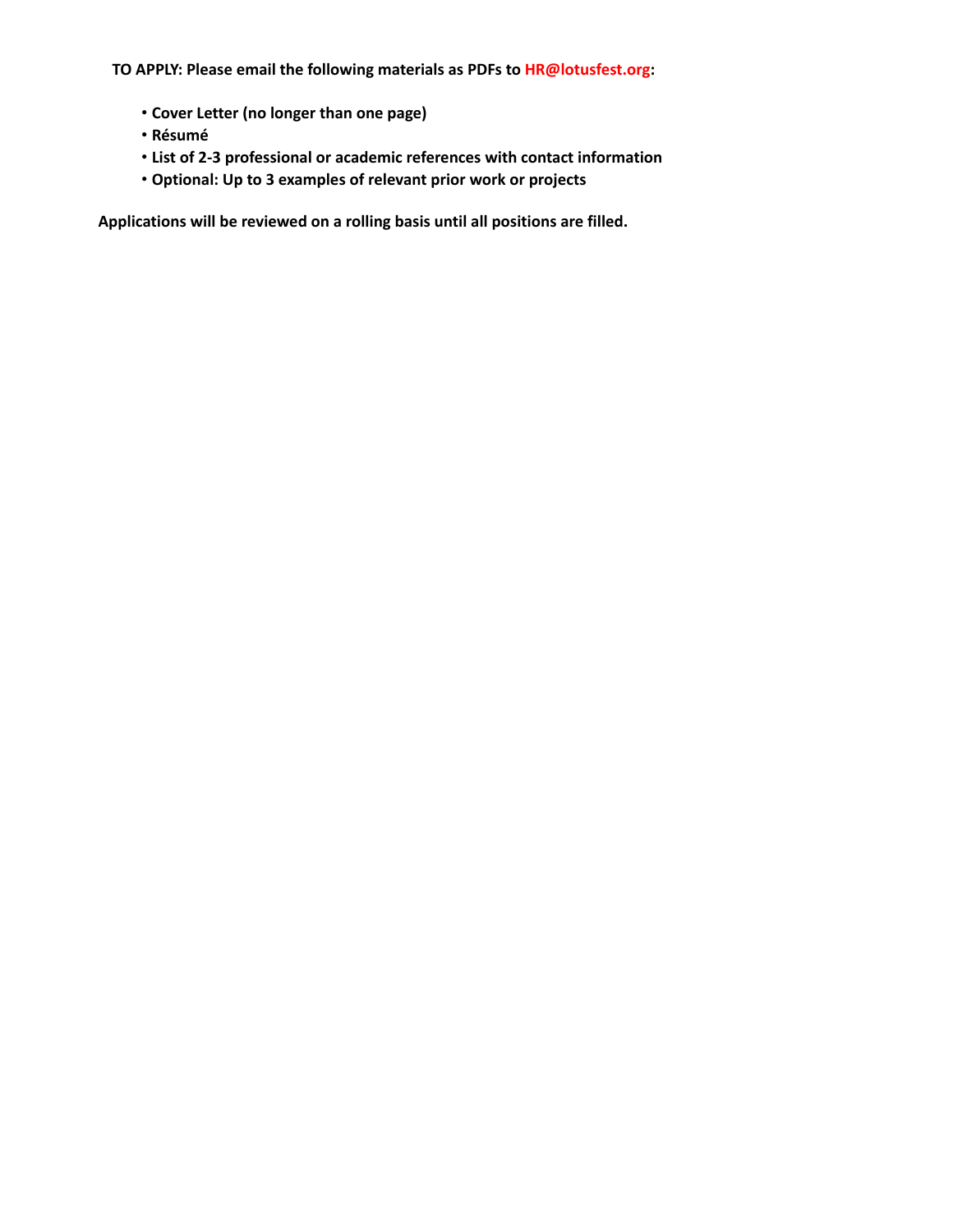**TO APPLY: Please email the following materials as PDFs to HR@lotusfest.org:**

- **Cover Letter (no longer than one page)**
- **Résumé**
- **List of 2-3 professional or academic references with contact information**
- **Optional: Up to 3 examples of relevant prior work or projects**

**Applications will be reviewed on a rolling basis until all positions are filled.**